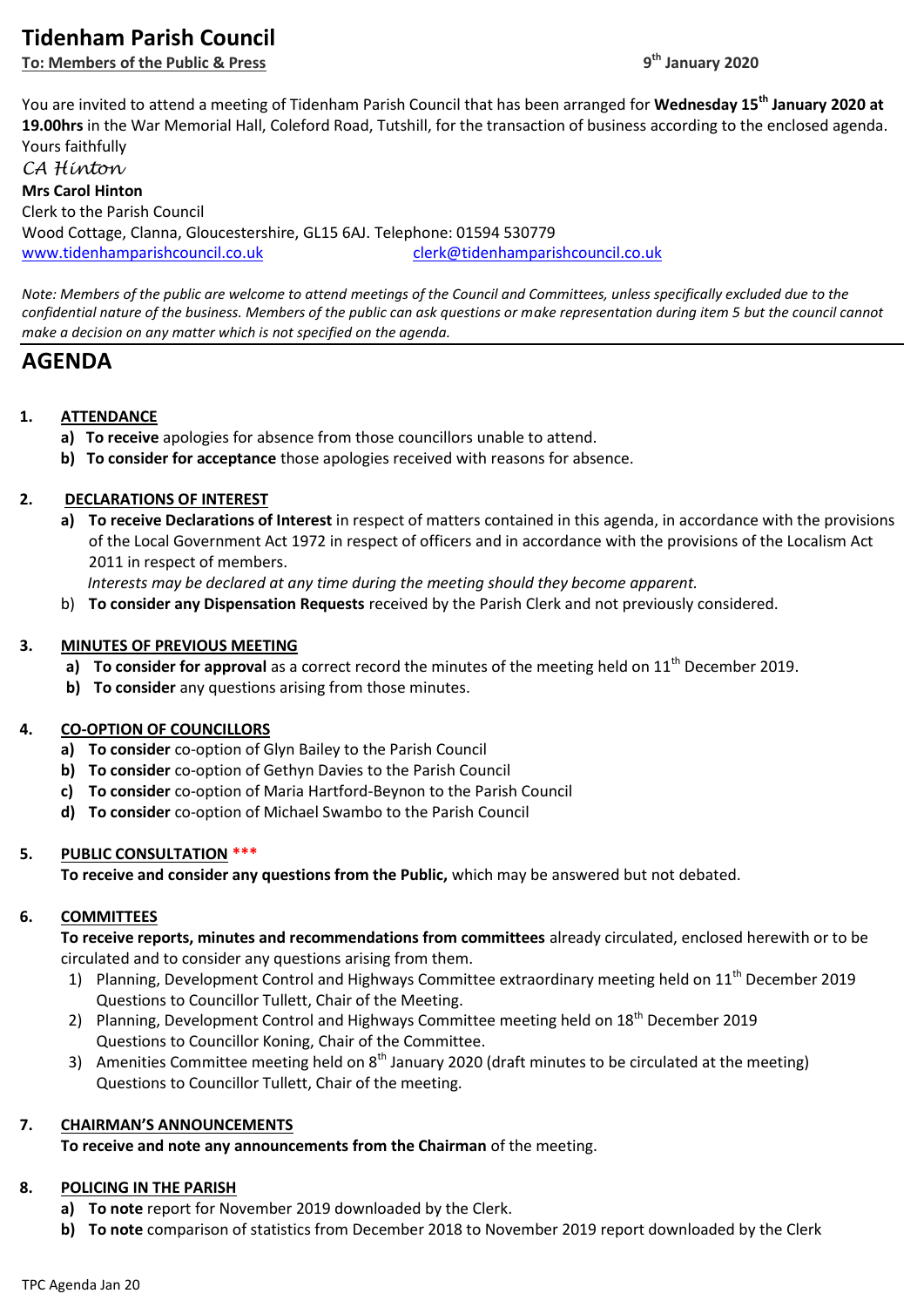# Tidenham Parish Council

**To: Members of the Public & Press** 9th January 2020

You are invited to attend a meeting of Tidenham Parish Council that has been arranged for **Wednesday 15th January 2020 at 19.00hrs** in the War Memorial Hall, Coleford Road, Tutshill, for the transaction of business according to the enclosed agenda.

Yours faithfully

*CA Hinton*

**Mrs Carol Hinton**
Clerk to the Parish Council
Wood Cottage, Clanna, Gloucestershire, GL15 6AJ. Telephone: 01594 530779
www.tidenhamparishcouncil.co.uk clerk@tidenhamparishcouncil.co.uk

*Note: Members of the public are welcome to attend meetings of the Council and Committees, unless specifically excluded due to the confidential nature of the business. Members of the public can ask questions or make representation during item 5 but the council cannot make a decision on any matter which is not specified on the agenda.*

## AGENDA

1. **ATTENDANCE**
   - a) **To receive** apologies for absence from those councillors unable to attend.
   - b) **To consider for acceptance** those apologies received with reasons for absence.

2. **DECLARATIONS OF INTEREST**
   - a) **To receive Declarations of Interest** in respect of matters contained in this agenda, in accordance with the provisions of the Local Government Act 1972 in respect of officers and in accordance with the provisions of the Localism Act 2011 in respect of members.
     *Interests may be declared at any time during the meeting should they become apparent.*
   - b) **To consider any Dispensation Requests** received by the Parish Clerk and not previously considered.

3. **MINUTES OF PREVIOUS MEETING**
   - a) **To consider for approval** as a correct record the minutes of the meeting held on 11th December 2019.
   - b) **To consider** any questions arising from those minutes.

4. **CO-OPTION OF COUNCILLORS**
   - a) **To consider** co-option of Glyn Bailey to the Parish Council
   - b) **To consider** co-option of Gethyn Davies to the Parish Council
   - c) **To consider** co-option of Maria Hartford-Beynon to the Parish Council
   - d) **To consider** co-option of Michael Swambo to the Parish Council

5. **PUBLIC CONSULTATION** ***
   **To receive and consider any questions from the Public,** which may be answered but not debated.

6. **COMMITTEES**
   **To receive reports, minutes and recommendations from committees** already circulated, enclosed herewith or to be circulated and to consider any questions arising from them.
   1) Planning, Development Control and Highways Committee extraordinary meeting held on 11th December 2019
      Questions to Councillor Tullett, Chair of the Meeting.
   2) Planning, Development Control and Highways Committee meeting held on 18th December 2019
      Questions to Councillor Koning, Chair of the Committee.
   3) Amenities Committee meeting held on 8th January 2020 (draft minutes to be circulated at the meeting)
      Questions to Councillor Tullett, Chair of the meeting.

7. **CHAIRMAN'S ANNOUNCEMENTS**
   **To receive and note any announcements from the Chairman** of the meeting.

8. **POLICING IN THE PARISH**
   - a) **To note** report for November 2019 downloaded by the Clerk.
   - b) **To note** comparison of statistics from December 2018 to November 2019 report downloaded by the Clerk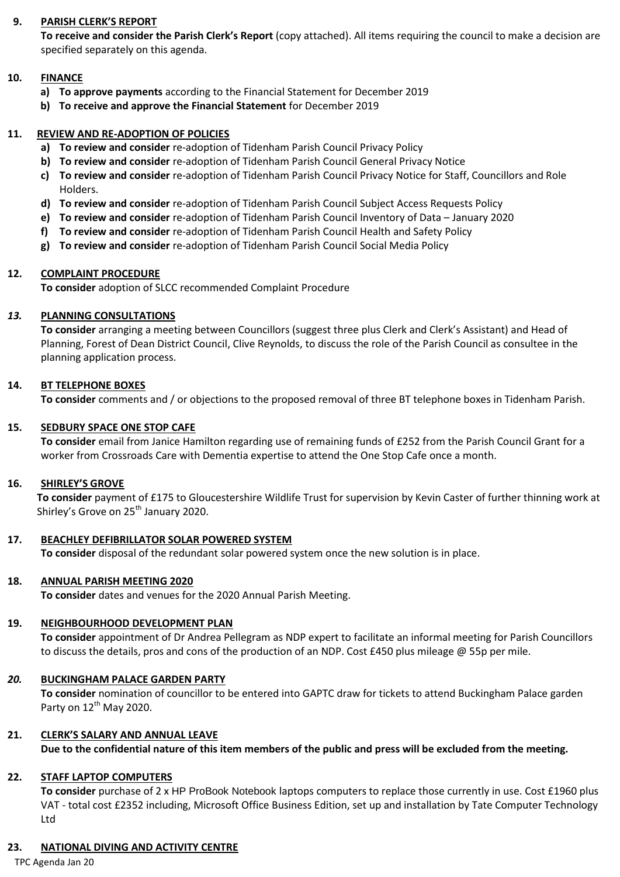**9. PARISH CLERK'S REPORT**

**To receive and consider the Parish Clerk's Report** (copy attached). All items requiring the council to make a decision are specified separately on this agenda.

**10. FINANCE**

- **a) To approve payments** according to the Financial Statement for December 2019
- **b) To receive and approve the Financial Statement** for December 2019

**11. REVIEW AND RE-ADOPTION OF POLICIES**

- **a) To review and consider** re-adoption of Tidenham Parish Council Privacy Policy
- **b) To review and consider** re-adoption of Tidenham Parish Council General Privacy Notice
- **c) To review and consider** re-adoption of Tidenham Parish Council Privacy Notice for Staff, Councillors and Role Holders.
- **d) To review and consider** re-adoption of Tidenham Parish Council Subject Access Requests Policy
- **e) To review and consider** re-adoption of Tidenham Parish Council Inventory of Data – January 2020
- **f) To review and consider** re-adoption of Tidenham Parish Council Health and Safety Policy
- **g) To review and consider** re-adoption of Tidenham Parish Council Social Media Policy

**12. COMPLAINT PROCEDURE**

**To consider** adoption of SLCC recommended Complaint Procedure

***13.* PLANNING CONSULTATIONS**

**To consider** arranging a meeting between Councillors (suggest three plus Clerk and Clerk's Assistant) and Head of Planning, Forest of Dean District Council, Clive Reynolds, to discuss the role of the Parish Council as consultee in the planning application process.

**14. BT TELEPHONE BOXES**

**To consider** comments and / or objections to the proposed removal of three BT telephone boxes in Tidenham Parish.

**15. SEDBURY SPACE ONE STOP CAFE**

**To consider** email from Janice Hamilton regarding use of remaining funds of £252 from the Parish Council Grant for a worker from Crossroads Care with Dementia expertise to attend the One Stop Cafe once a month.

**16. SHIRLEY'S GROVE**

**To consider** payment of £175 to Gloucestershire Wildlife Trust for supervision by Kevin Caster of further thinning work at Shirley's Grove on 25th January 2020.

**17. BEACHLEY DEFIBRILLATOR SOLAR POWERED SYSTEM**

**To consider** disposal of the redundant solar powered system once the new solution is in place.

**18. ANNUAL PARISH MEETING 2020**

**To consider** dates and venues for the 2020 Annual Parish Meeting.

**19. NEIGHBOURHOOD DEVELOPMENT PLAN**

**To consider** appointment of Dr Andrea Pellegram as NDP expert to facilitate an informal meeting for Parish Councillors to discuss the details, pros and cons of the production of an NDP. Cost £450 plus mileage @ 55p per mile.

***20.* BUCKINGHAM PALACE GARDEN PARTY**

**To consider** nomination of councillor to be entered into GAPTC draw for tickets to attend Buckingham Palace garden Party on 12th May 2020.

**21. CLERK'S SALARY AND ANNUAL LEAVE**

**Due to the confidential nature of this item members of the public and press will be excluded from the meeting.**

**22. STAFF LAPTOP COMPUTERS**

**To consider** purchase of 2 x HP ProBook Notebook laptops computers to replace those currently in use. Cost £1960 plus VAT - total cost £2352 including, Microsoft Office Business Edition, set up and installation by Tate Computer Technology Ltd

**23. NATIONAL DIVING AND ACTIVITY CENTRE**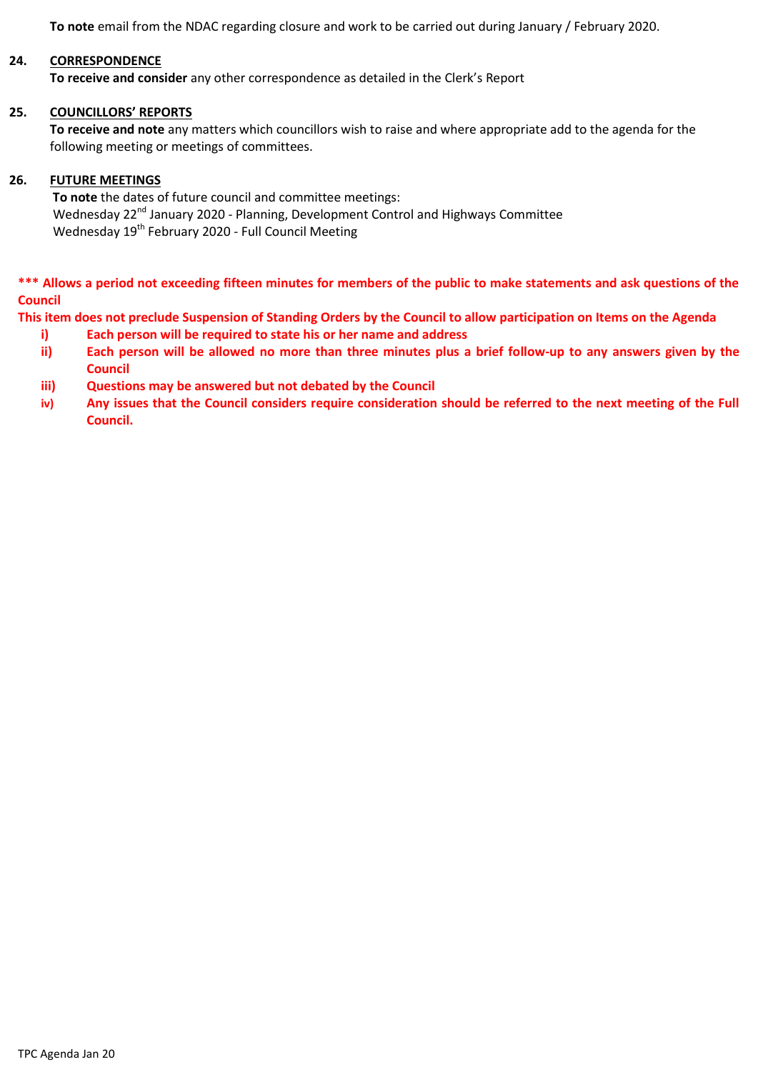**To note** email from the NDAC regarding closure and work to be carried out during January / February 2020.

**24. CORRESPONDENCE**

**To receive and consider** any other correspondence as detailed in the Clerk's Report

**25. COUNCILLORS' REPORTS**

**To receive and note** any matters which councillors wish to raise and where appropriate add to the agenda for the following meeting or meetings of committees.

**26. FUTURE MEETINGS**

**To note** the dates of future council and committee meetings:
Wednesday 22nd January 2020 - Planning, Development Control and Highways Committee
Wednesday 19th February 2020 - Full Council Meeting

**\*\*\* Allows a period not exceeding fifteen minutes for members of the public to make statements and ask questions of the Council**

**This item does not preclude Suspension of Standing Orders by the Council to allow participation on Items on the Agenda**

- **i) Each person will be required to state his or her name and address**
- **ii) Each person will be allowed no more than three minutes plus a brief follow-up to any answers given by the Council**
- **iii) Questions may be answered but not debated by the Council**
- **iv) Any issues that the Council considers require consideration should be referred to the next meeting of the Full Council.**